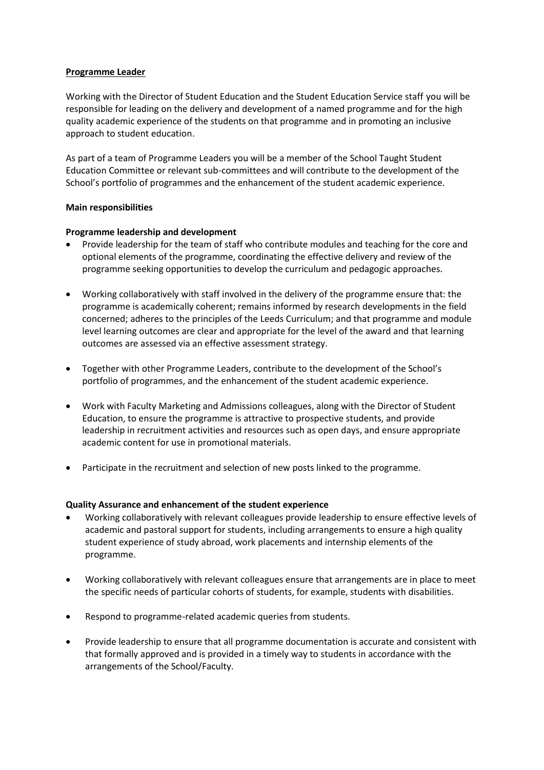**Programme Leader**

Working with the Director of Student Education and the Student Education Service staff you will be responsible for leading on the delivery and development of a named programme and for the high quality academic experience of the students on that programme and in promoting an inclusive approach to student education.

As part of a team of Programme Leaders you will be a member of the School Taught Student Education Committee or relevant sub-committees and will contribute to the development of the School's portfolio of programmes and the enhancement of the student academic experience.

**Main responsibilities**

**Programme leadership and development**

- Provide leadership for the team of staff who contribute modules and teaching for the core and optional elements of the programme, coordinating the effective delivery and review of the programme seeking opportunities to develop the curriculum and pedagogic approaches.
- Working collaboratively with staff involved in the delivery of the programme ensure that: the programme is academically coherent; remains informed by research developments in the field concerned; adheres to the principles of the Leeds Curriculum; and that programme and module level learning outcomes are clear and appropriate for the level of the award and that learning outcomes are assessed via an effective assessment strategy.
- Together with other Programme Leaders, contribute to the development of the School's portfolio of programmes, and the enhancement of the student academic experience.
- Work with Faculty Marketing and Admissions colleagues, along with the Director of Student Education, to ensure the programme is attractive to prospective students, and provide leadership in recruitment activities and resources such as open days, and ensure appropriate academic content for use in promotional materials.
- Participate in the recruitment and selection of new posts linked to the programme.

**Quality Assurance and enhancement of the student experience**

- Working collaboratively with relevant colleagues provide leadership to ensure effective levels of academic and pastoral support for students, including arrangements to ensure a high quality student experience of study abroad, work placements and internship elements of the programme.
- Working collaboratively with relevant colleagues ensure that arrangements are in place to meet the specific needs of particular cohorts of students, for example, students with disabilities.
- Respond to programme-related academic queries from students.
- Provide leadership to ensure that all programme documentation is accurate and consistent with that formally approved and is provided in a timely way to students in accordance with the arrangements of the School/Faculty.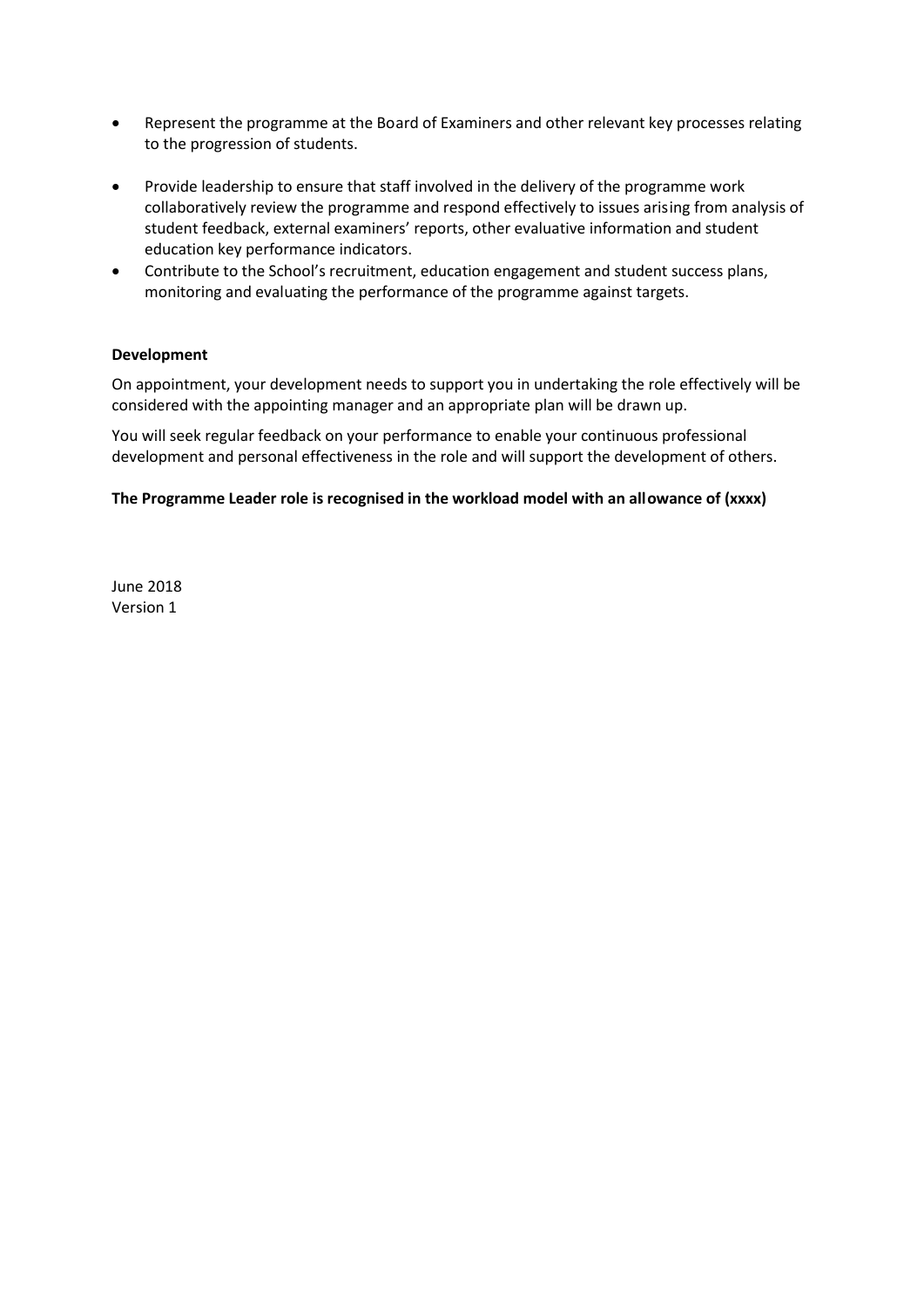- Represent the programme at the Board of Examiners and other relevant key processes relating to the progression of students.
- Provide leadership to ensure that staff involved in the delivery of the programme work collaboratively review the programme and respond effectively to issues arising from analysis of student feedback, external examiners' reports, other evaluative information and student education key performance indicators.
- Contribute to the School's recruitment, education engagement and student success plans, monitoring and evaluating the performance of the programme against targets.

**Development**

On appointment, your development needs to support you in undertaking the role effectively will be considered with the appointing manager and an appropriate plan will be drawn up.

You will seek regular feedback on your performance to enable your continuous professional development and personal effectiveness in the role and will support the development of others.

**The Programme Leader role is recognised in the workload model with an allowance of (xxxx)**

June 2018
Version 1